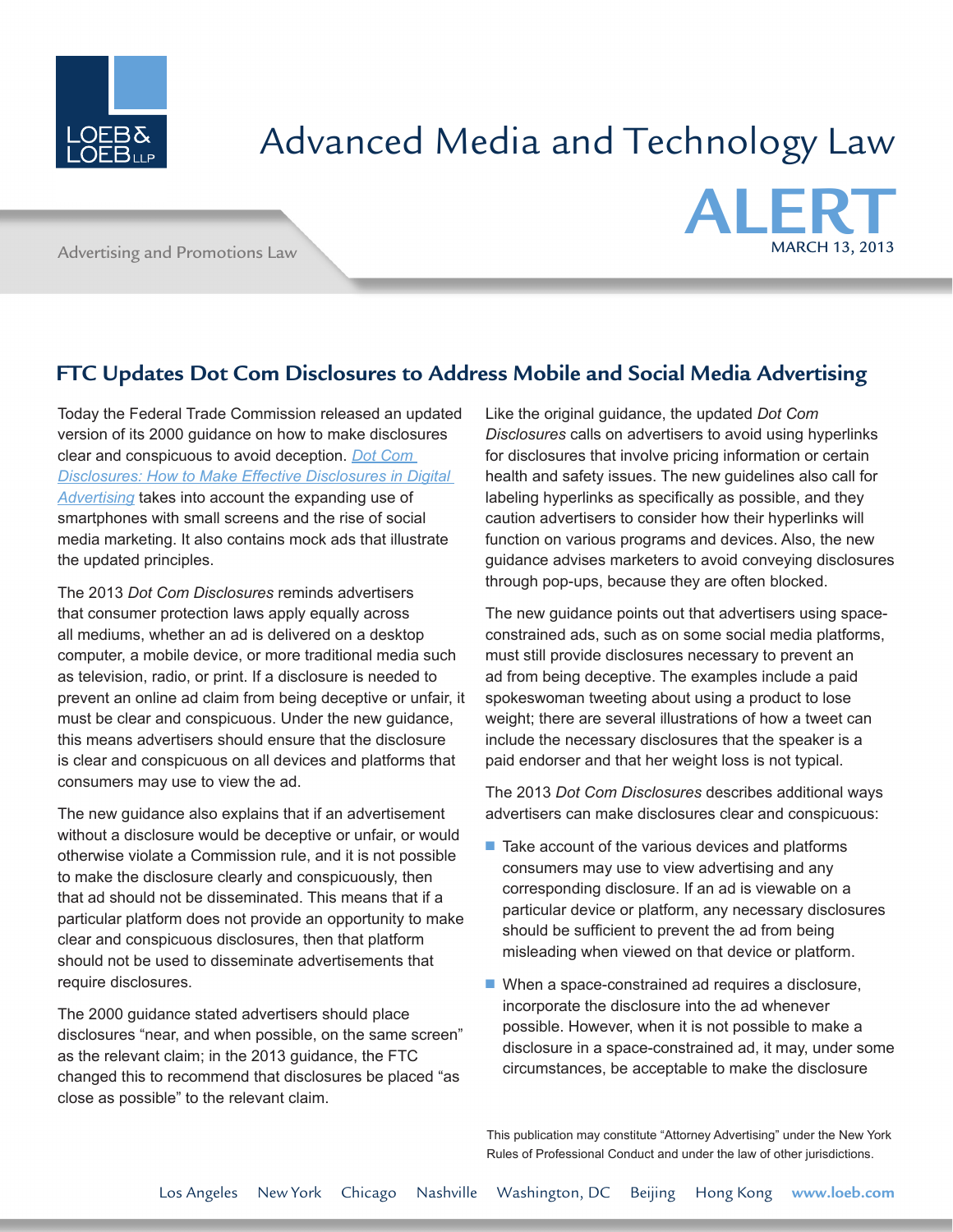Advanced Media and Technology Law

# ALERT

MARCH 13, 2013

Advertising and Promotions Law

## FTC Updates Dot Com Disclosures to Address Mobile and Social Media Advertising

Today the Federal Trade Commission released an updated version of its 2000 guidance on how to make disclosures clear and conspicuous to avoid deception. [Dot Com Disclosures: How to Make Effective Disclosures in Digital Advertising]() takes into account the expanding use of smartphones with small screens and the rise of social media marketing. It also contains mock ads that illustrate the updated principles.

The 2013 *Dot Com Disclosures* reminds advertisers that consumer protection laws apply equally across all mediums, whether an ad is delivered on a desktop computer, a mobile device, or more traditional media such as television, radio, or print. If a disclosure is needed to prevent an online ad claim from being deceptive or unfair, it must be clear and conspicuous. Under the new guidance, this means advertisers should ensure that the disclosure is clear and conspicuous on all devices and platforms that consumers may use to view the ad.

The new guidance also explains that if an advertisement without a disclosure would be deceptive or unfair, or would otherwise violate a Commission rule, and it is not possible to make the disclosure clearly and conspicuously, then that ad should not be disseminated. This means that if a particular platform does not provide an opportunity to make clear and conspicuous disclosures, then that platform should not be used to disseminate advertisements that require disclosures.

The 2000 guidance stated advertisers should place disclosures "near, and when possible, on the same screen" as the relevant claim; in the 2013 guidance, the FTC changed this to recommend that disclosures be placed "as close as possible" to the relevant claim.

Like the original guidance, the updated *Dot Com Disclosures* calls on advertisers to avoid using hyperlinks for disclosures that involve pricing information or certain health and safety issues. The new guidelines also call for labeling hyperlinks as specifically as possible, and they caution advertisers to consider how their hyperlinks will function on various programs and devices. Also, the new guidance advises marketers to avoid conveying disclosures through pop-ups, because they are often blocked.

The new guidance points out that advertisers using space-constrained ads, such as on some social media platforms, must still provide disclosures necessary to prevent an ad from being deceptive. The examples include a paid spokeswoman tweeting about using a product to lose weight; there are several illustrations of how a tweet can include the necessary disclosures that the speaker is a paid endorser and that her weight loss is not typical.

The 2013 *Dot Com Disclosures* describes additional ways advertisers can make disclosures clear and conspicuous:

- Take account of the various devices and platforms consumers may use to view advertising and any corresponding disclosure. If an ad is viewable on a particular device or platform, any necessary disclosures should be sufficient to prevent the ad from being misleading when viewed on that device or platform.
- When a space-constrained ad requires a disclosure, incorporate the disclosure into the ad whenever possible. However, when it is not possible to make a disclosure in a space-constrained ad, it may, under some circumstances, be acceptable to make the disclosure

This publication may constitute "Attorney Advertising" under the New York Rules of Professional Conduct and under the law of other jurisdictions.

Los Angeles New York Chicago Nashville Washington, DC Beijing Hong Kong www.loeb.com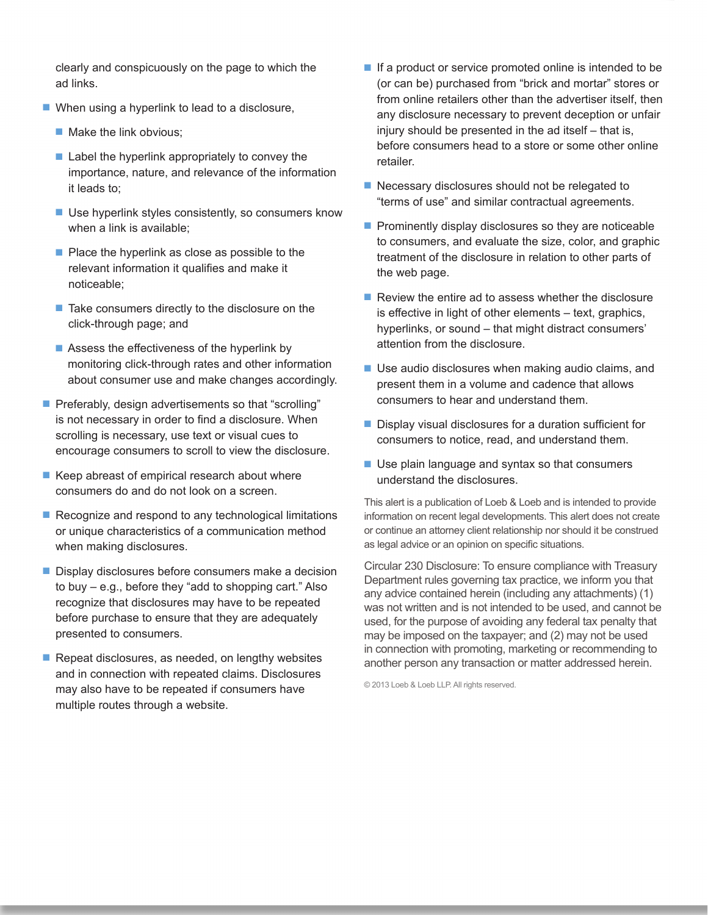clearly and conspicuously on the page to which the ad links.

- When using a hyperlink to lead to a disclosure,
  - Make the link obvious;
  - Label the hyperlink appropriately to convey the importance, nature, and relevance of the information it leads to;
  - Use hyperlink styles consistently, so consumers know when a link is available;
  - Place the hyperlink as close as possible to the relevant information it qualifies and make it noticeable;
  - Take consumers directly to the disclosure on the click-through page; and
  - Assess the effectiveness of the hyperlink by monitoring click-through rates and other information about consumer use and make changes accordingly.
- Preferably, design advertisements so that "scrolling" is not necessary in order to find a disclosure. When scrolling is necessary, use text or visual cues to encourage consumers to scroll to view the disclosure.
- Keep abreast of empirical research about where consumers do and do not look on a screen.
- Recognize and respond to any technological limitations or unique characteristics of a communication method when making disclosures.
- Display disclosures before consumers make a decision to buy – e.g., before they "add to shopping cart." Also recognize that disclosures may have to be repeated before purchase to ensure that they are adequately presented to consumers.
- Repeat disclosures, as needed, on lengthy websites and in connection with repeated claims. Disclosures may also have to be repeated if consumers have multiple routes through a website.
- If a product or service promoted online is intended to be (or can be) purchased from "brick and mortar" stores or from online retailers other than the advertiser itself, then any disclosure necessary to prevent deception or unfair injury should be presented in the ad itself – that is, before consumers head to a store or some other online retailer.
- Necessary disclosures should not be relegated to "terms of use" and similar contractual agreements.
- Prominently display disclosures so they are noticeable to consumers, and evaluate the size, color, and graphic treatment of the disclosure in relation to other parts of the web page.
- Review the entire ad to assess whether the disclosure is effective in light of other elements – text, graphics, hyperlinks, or sound – that might distract consumers' attention from the disclosure.
- Use audio disclosures when making audio claims, and present them in a volume and cadence that allows consumers to hear and understand them.
- Display visual disclosures for a duration sufficient for consumers to notice, read, and understand them.
- Use plain language and syntax so that consumers understand the disclosures.

This alert is a publication of Loeb & Loeb and is intended to provide information on recent legal developments. This alert does not create or continue an attorney client relationship nor should it be construed as legal advice or an opinion on specific situations.

Circular 230 Disclosure: To ensure compliance with Treasury Department rules governing tax practice, we inform you that any advice contained herein (including any attachments) (1) was not written and is not intended to be used, and cannot be used, for the purpose of avoiding any federal tax penalty that may be imposed on the taxpayer; and (2) may not be used in connection with promoting, marketing or recommending to another person any transaction or matter addressed herein.

© 2013 Loeb & Loeb LLP. All rights reserved.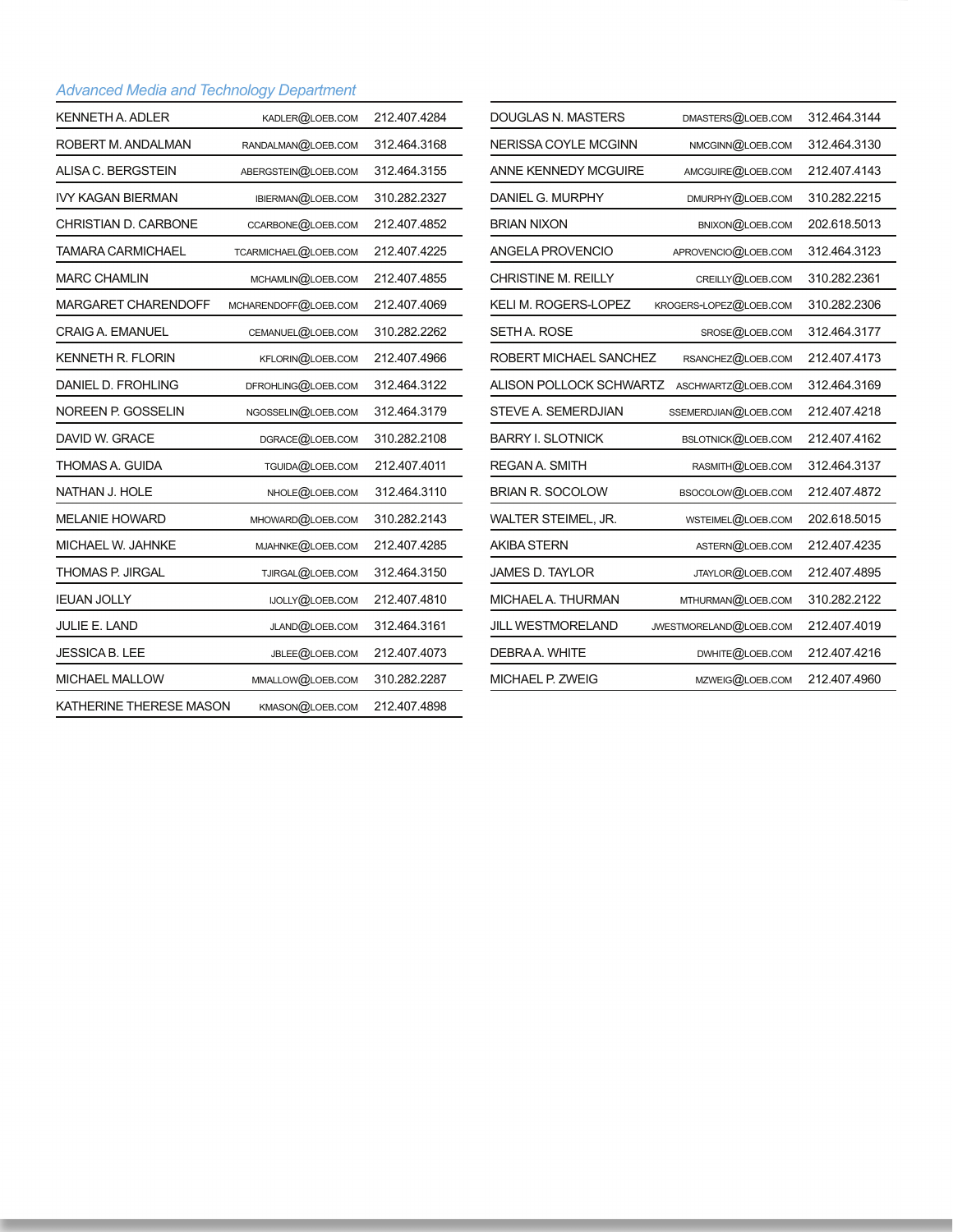*Advanced Media and Technology Department*

| | | |
|---|---|---|
| KENNETH A. ADLER | KADLER@LOEB.COM | 212.407.4284 |
| ROBERT M. ANDALMAN | RANDALMAN@LOEB.COM | 312.464.3168 |
| ALISA C. BERGSTEIN | ABERGSTEIN@LOEB.COM | 312.464.3155 |
| IVY KAGAN BIERMAN | IBIERMAN@LOEB.COM | 310.282.2327 |
| CHRISTIAN D. CARBONE | CCARBONE@LOEB.COM | 212.407.4852 |
| TAMARA CARMICHAEL | TCARMICHAEL@LOEB.COM | 212.407.4225 |
| MARC CHAMLIN | MCHAMLIN@LOEB.COM | 212.407.4855 |
| MARGARET CHARENDOFF | MCHARENDOFF@LOEB.COM | 212.407.4069 |
| CRAIG A. EMANUEL | CEMANUEL@LOEB.COM | 310.282.2262 |
| KENNETH R. FLORIN | KFLORIN@LOEB.COM | 212.407.4966 |
| DANIEL D. FROHLING | DFROHLING@LOEB.COM | 312.464.3122 |
| NOREEN P. GOSSELIN | NGOSSELIN@LOEB.COM | 312.464.3179 |
| DAVID W. GRACE | DGRACE@LOEB.COM | 310.282.2108 |
| THOMAS A. GUIDA | TGUIDA@LOEB.COM | 212.407.4011 |
| NATHAN J. HOLE | NHOLE@LOEB.COM | 312.464.3110 |
| MELANIE HOWARD | MHOWARD@LOEB.COM | 310.282.2143 |
| MICHAEL W. JAHNKE | MJAHNKE@LOEB.COM | 212.407.4285 |
| THOMAS P. JIRGAL | TJIRGAL@LOEB.COM | 312.464.3150 |
| IEUAN JOLLY | IJOLLY@LOEB.COM | 212.407.4810 |
| JULIE E. LAND | JLAND@LOEB.COM | 312.464.3161 |
| JESSICA B. LEE | JBLEE@LOEB.COM | 212.407.4073 |
| MICHAEL MALLOW | MMALLOW@LOEB.COM | 310.282.2287 |
| KATHERINE THERESE MASON | KMASON@LOEB.COM | 212.407.4898 |
| DOUGLAS N. MASTERS | DMASTERS@LOEB.COM | 312.464.3144 |
| NERISSA COYLE MCGINN | NMCGINN@LOEB.COM | 312.464.3130 |
| ANNE KENNEDY MCGUIRE | AMCGUIRE@LOEB.COM | 212.407.4143 |
| DANIEL G. MURPHY | DMURPHY@LOEB.COM | 310.282.2215 |
| BRIAN NIXON | BNIXON@LOEB.COM | 202.618.5013 |
| ANGELA PROVENCIO | APROVENCIO@LOEB.COM | 312.464.3123 |
| CHRISTINE M. REILLY | CREILLY@LOEB.COM | 310.282.2361 |
| KELI M. ROGERS-LOPEZ | KROGERS-LOPEZ@LOEB.COM | 310.282.2306 |
| SETH A. ROSE | SROSE@LOEB.COM | 312.464.3177 |
| ROBERT MICHAEL SANCHEZ | RSANCHEZ@LOEB.COM | 212.407.4173 |
| ALISON POLLOCK SCHWARTZ | ASCHWARTZ@LOEB.COM | 312.464.3169 |
| STEVE A. SEMERDJIAN | SSEMERDJIAN@LOEB.COM | 212.407.4218 |
| BARRY I. SLOTNICK | BSLOTNICK@LOEB.COM | 212.407.4162 |
| REGAN A. SMITH | RASMITH@LOEB.COM | 312.464.3137 |
| BRIAN R. SOCOLOW | BSOCOLOW@LOEB.COM | 212.407.4872 |
| WALTER STEIMEL, JR. | WSTEIMEL@LOEB.COM | 202.618.5015 |
| AKIBA STERN | ASTERN@LOEB.COM | 212.407.4235 |
| JAMES D. TAYLOR | JTAYLOR@LOEB.COM | 212.407.4895 |
| MICHAEL A. THURMAN | MTHURMAN@LOEB.COM | 310.282.2122 |
| JILL WESTMORELAND | JWESTMORELAND@LOEB.COM | 212.407.4019 |
| DEBRA A. WHITE | DWHITE@LOEB.COM | 212.407.4216 |
| MICHAEL P. ZWEIG | MZWEIG@LOEB.COM | 212.407.4960 |